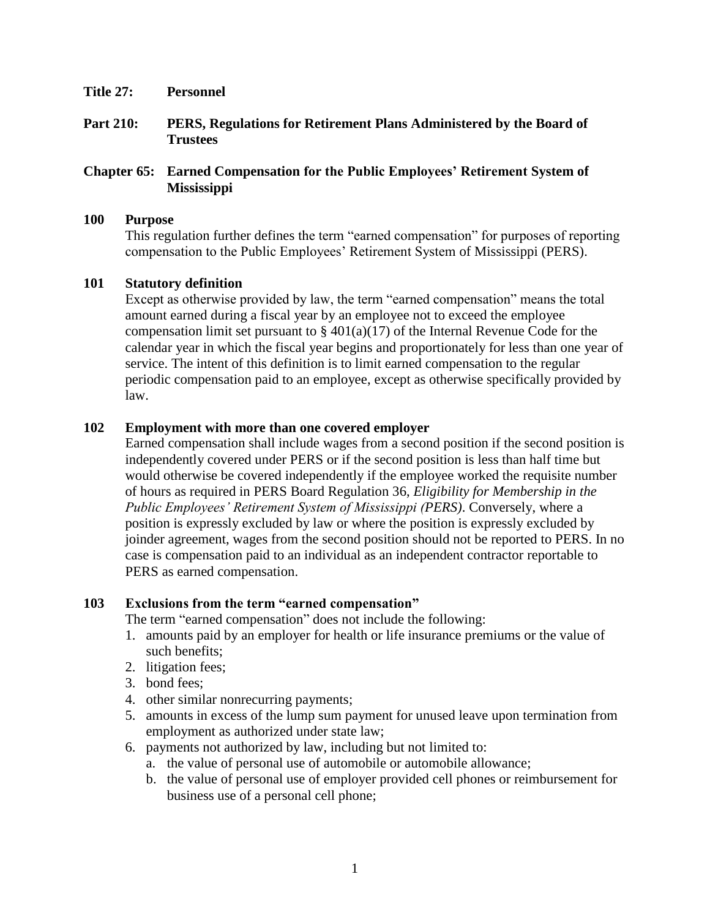**Title 27: Personnel**

**Part 210: PERS, Regulations for Retirement Plans Administered by the Board of Trustees**

**Chapter 65: Earned Compensation for the Public Employees' Retirement System of Mississippi**

**100 Purpose**

This regulation further defines the term "earned compensation" for purposes of reporting compensation to the Public Employees' Retirement System of Mississippi (PERS).

**101 Statutory definition**

Except as otherwise provided by law, the term "earned compensation" means the total amount earned during a fiscal year by an employee not to exceed the employee compensation limit set pursuant to § 401(a)(17) of the Internal Revenue Code for the calendar year in which the fiscal year begins and proportionately for less than one year of service. The intent of this definition is to limit earned compensation to the regular periodic compensation paid to an employee, except as otherwise specifically provided by law.

**102 Employment with more than one covered employer**

Earned compensation shall include wages from a second position if the second position is independently covered under PERS or if the second position is less than half time but would otherwise be covered independently if the employee worked the requisite number of hours as required in PERS Board Regulation 36, *Eligibility for Membership in the Public Employees' Retirement System of Mississippi (PERS)*. Conversely, where a position is expressly excluded by law or where the position is expressly excluded by joinder agreement, wages from the second position should not be reported to PERS. In no case is compensation paid to an individual as an independent contractor reportable to PERS as earned compensation.

**103 Exclusions from the term "earned compensation"**

The term "earned compensation" does not include the following:

1. amounts paid by an employer for health or life insurance premiums or the value of such benefits;
2. litigation fees;
3. bond fees;
4. other similar nonrecurring payments;
5. amounts in excess of the lump sum payment for unused leave upon termination from employment as authorized under state law;
6. payments not authorized by law, including but not limited to:
   a. the value of personal use of automobile or automobile allowance;
   b. the value of personal use of employer provided cell phones or reimbursement for business use of a personal cell phone;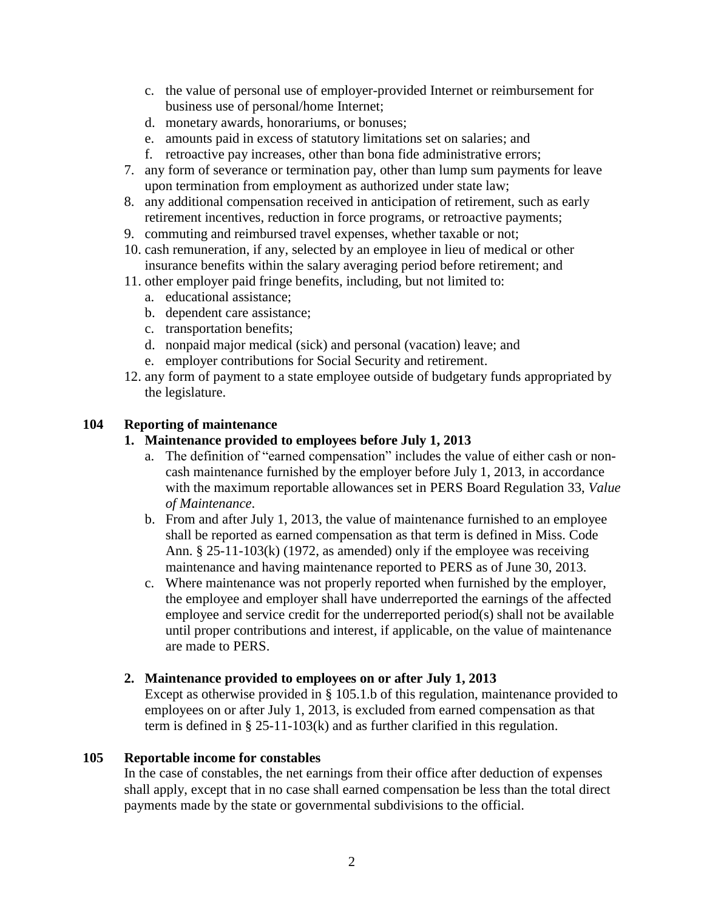c. the value of personal use of employer-provided Internet or reimbursement for business use of personal/home Internet;
   d. monetary awards, honorariums, or bonuses;
   e. amounts paid in excess of statutory limitations set on salaries; and
   f. retroactive pay increases, other than bona fide administrative errors;
7. any form of severance or termination pay, other than lump sum payments for leave upon termination from employment as authorized under state law;
8. any additional compensation received in anticipation of retirement, such as early retirement incentives, reduction in force programs, or retroactive payments;
9. commuting and reimbursed travel expenses, whether taxable or not;
10. cash remuneration, if any, selected by an employee in lieu of medical or other insurance benefits within the salary averaging period before retirement; and
11. other employer paid fringe benefits, including, but not limited to:
    a. educational assistance;
    b. dependent care assistance;
    c. transportation benefits;
    d. nonpaid major medical (sick) and personal (vacation) leave; and
    e. employer contributions for Social Security and retirement.
12. any form of payment to a state employee outside of budgetary funds appropriated by the legislature.

## 104 Reporting of maintenance

**1. Maintenance provided to employees before July 1, 2013**

a. The definition of "earned compensation" includes the value of either cash or non-cash maintenance furnished by the employer before July 1, 2013, in accordance with the maximum reportable allowances set in PERS Board Regulation 33, *Value of Maintenance*.

b. From and after July 1, 2013, the value of maintenance furnished to an employee shall be reported as earned compensation as that term is defined in Miss. Code Ann. § 25-11-103(k) (1972, as amended) only if the employee was receiving maintenance and having maintenance reported to PERS as of June 30, 2013.

c. Where maintenance was not properly reported when furnished by the employer, the employee and employer shall have underreported the earnings of the affected employee and service credit for the underreported period(s) shall not be available until proper contributions and interest, if applicable, on the value of maintenance are made to PERS.

**2. Maintenance provided to employees on or after July 1, 2013**

Except as otherwise provided in § 105.1.b of this regulation, maintenance provided to employees on or after July 1, 2013, is excluded from earned compensation as that term is defined in § 25-11-103(k) and as further clarified in this regulation.

## 105 Reportable income for constables

In the case of constables, the net earnings from their office after deduction of expenses shall apply, except that in no case shall earned compensation be less than the total direct payments made by the state or governmental subdivisions to the official.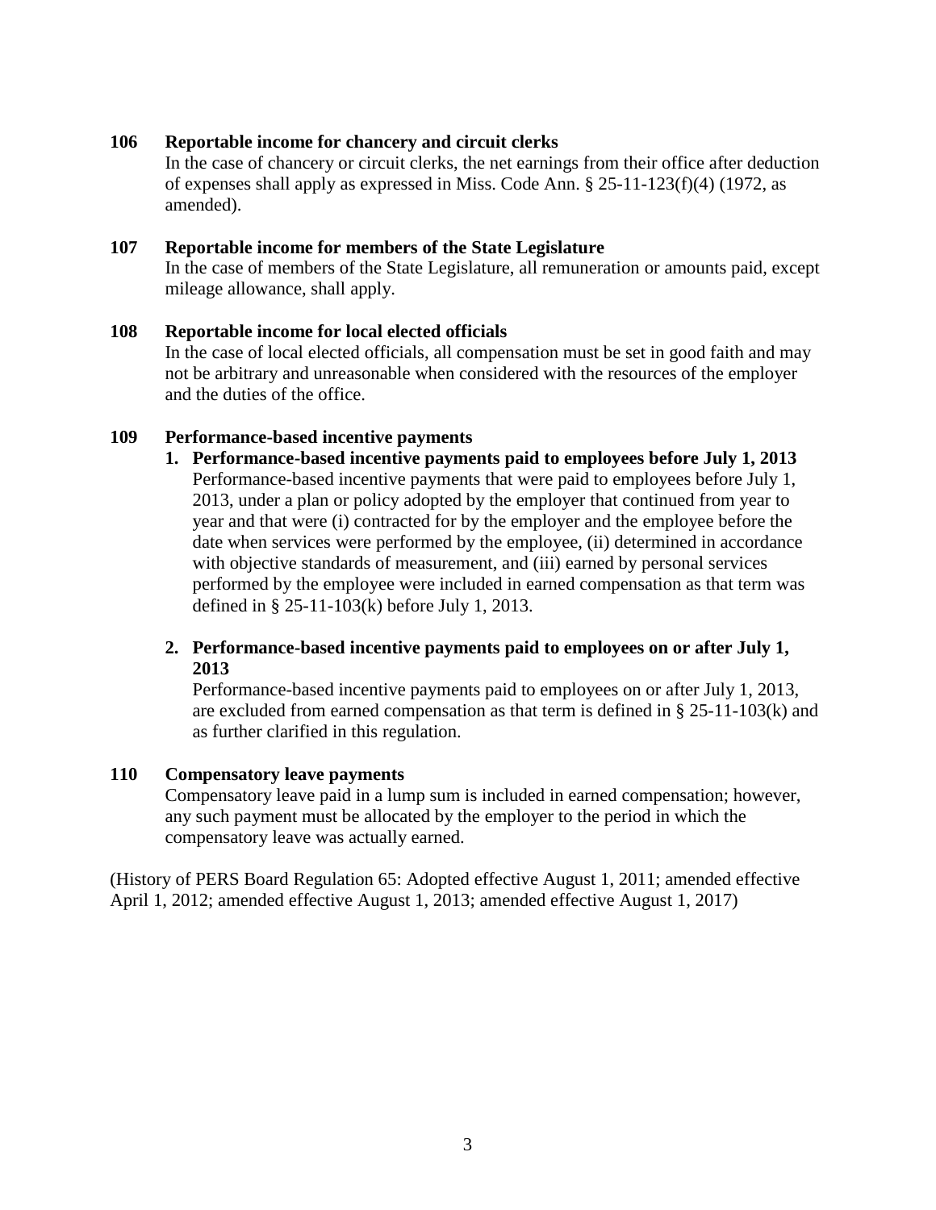**106 Reportable income for chancery and circuit clerks**

In the case of chancery or circuit clerks, the net earnings from their office after deduction of expenses shall apply as expressed in Miss. Code Ann. § 25-11-123(f)(4) (1972, as amended).

**107 Reportable income for members of the State Legislature**

In the case of members of the State Legislature, all remuneration or amounts paid, except mileage allowance, shall apply.

**108 Reportable income for local elected officials**

In the case of local elected officials, all compensation must be set in good faith and may not be arbitrary and unreasonable when considered with the resources of the employer and the duties of the office.

**109 Performance-based incentive payments**

1. **Performance-based incentive payments paid to employees before July 1, 2013**

   Performance-based incentive payments that were paid to employees before July 1, 2013, under a plan or policy adopted by the employer that continued from year to year and that were (i) contracted for by the employer and the employee before the date when services were performed by the employee, (ii) determined in accordance with objective standards of measurement, and (iii) earned by personal services performed by the employee were included in earned compensation as that term was defined in § 25-11-103(k) before July 1, 2013.

2. **Performance-based incentive payments paid to employees on or after July 1, 2013**

   Performance-based incentive payments paid to employees on or after July 1, 2013, are excluded from earned compensation as that term is defined in § 25-11-103(k) and as further clarified in this regulation.

**110 Compensatory leave payments**

Compensatory leave paid in a lump sum is included in earned compensation; however, any such payment must be allocated by the employer to the period in which the compensatory leave was actually earned.

(History of PERS Board Regulation 65: Adopted effective August 1, 2011; amended effective April 1, 2012; amended effective August 1, 2013; amended effective August 1, 2017)